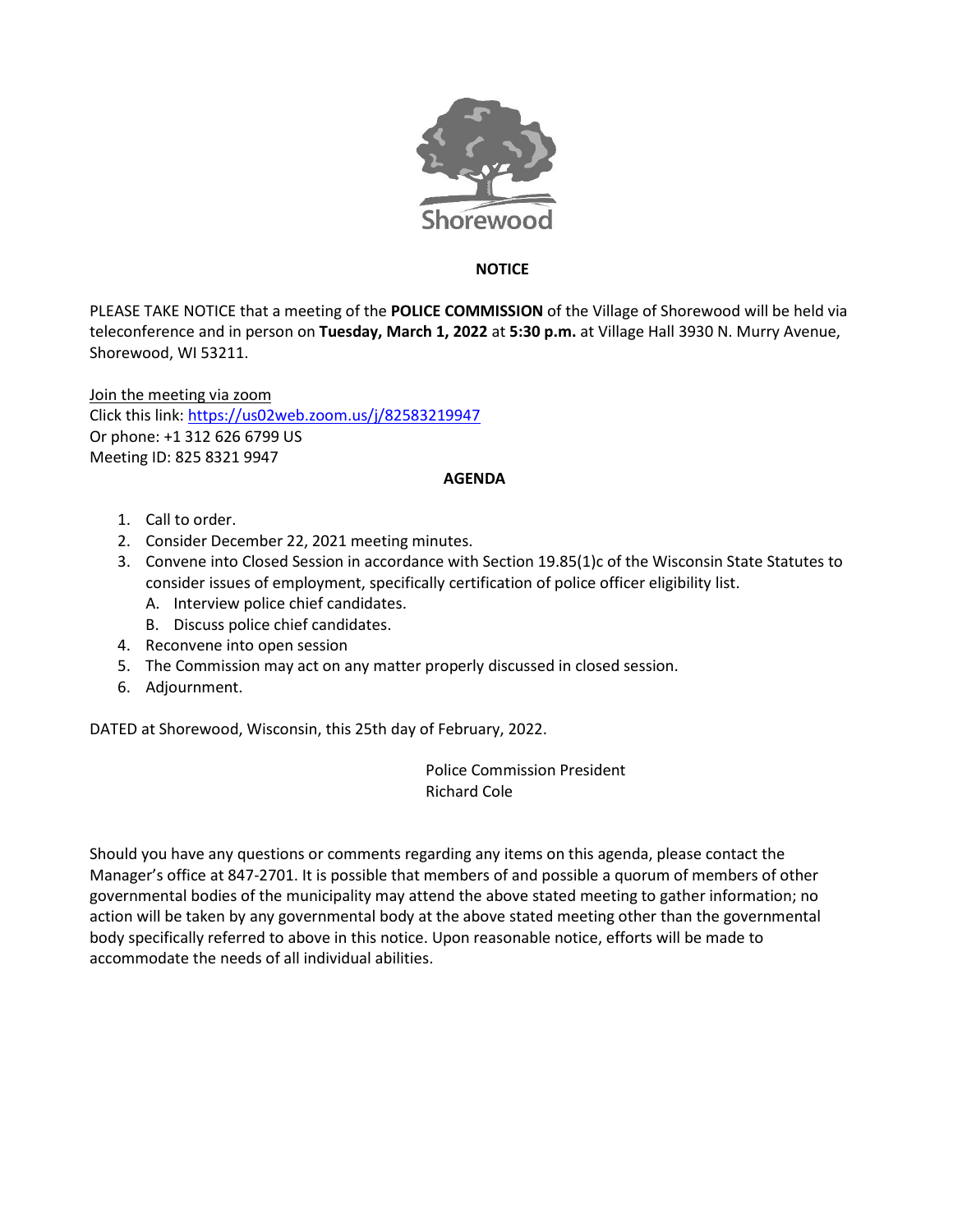Shorewood

## NOTICE

PLEASE TAKE NOTICE that a meeting of the **POLICE COMMISSION** of the Village of Shorewood will be held via teleconference and in person on **Tuesday, March 1, 2022** at **5:30 p.m.** at Village Hall 3930 N. Murry Avenue, Shorewood, WI 53211.

Join the meeting via zoom
Click this link: https://us02web.zoom.us/j/82583219947
Or phone: +1 312 626 6799 US
Meeting ID: 825 8321 9947

## AGENDA

1. Call to order.
2. Consider December 22, 2021 meeting minutes.
3. Convene into Closed Session in accordance with Section 19.85(1)c of the Wisconsin State Statutes to consider issues of employment, specifically certification of police officer eligibility list.
   A. Interview police chief candidates.
   B. Discuss police chief candidates.
4. Reconvene into open session
5. The Commission may act on any matter properly discussed in closed session.
6. Adjournment.

DATED at Shorewood, Wisconsin, this 25th day of February, 2022.

Police Commission President
Richard Cole

Should you have any questions or comments regarding any items on this agenda, please contact the Manager's office at 847-2701. It is possible that members of and possible a quorum of members of other governmental bodies of the municipality may attend the above stated meeting to gather information; no action will be taken by any governmental body at the above stated meeting other than the governmental body specifically referred to above in this notice. Upon reasonable notice, efforts will be made to accommodate the needs of all individual abilities.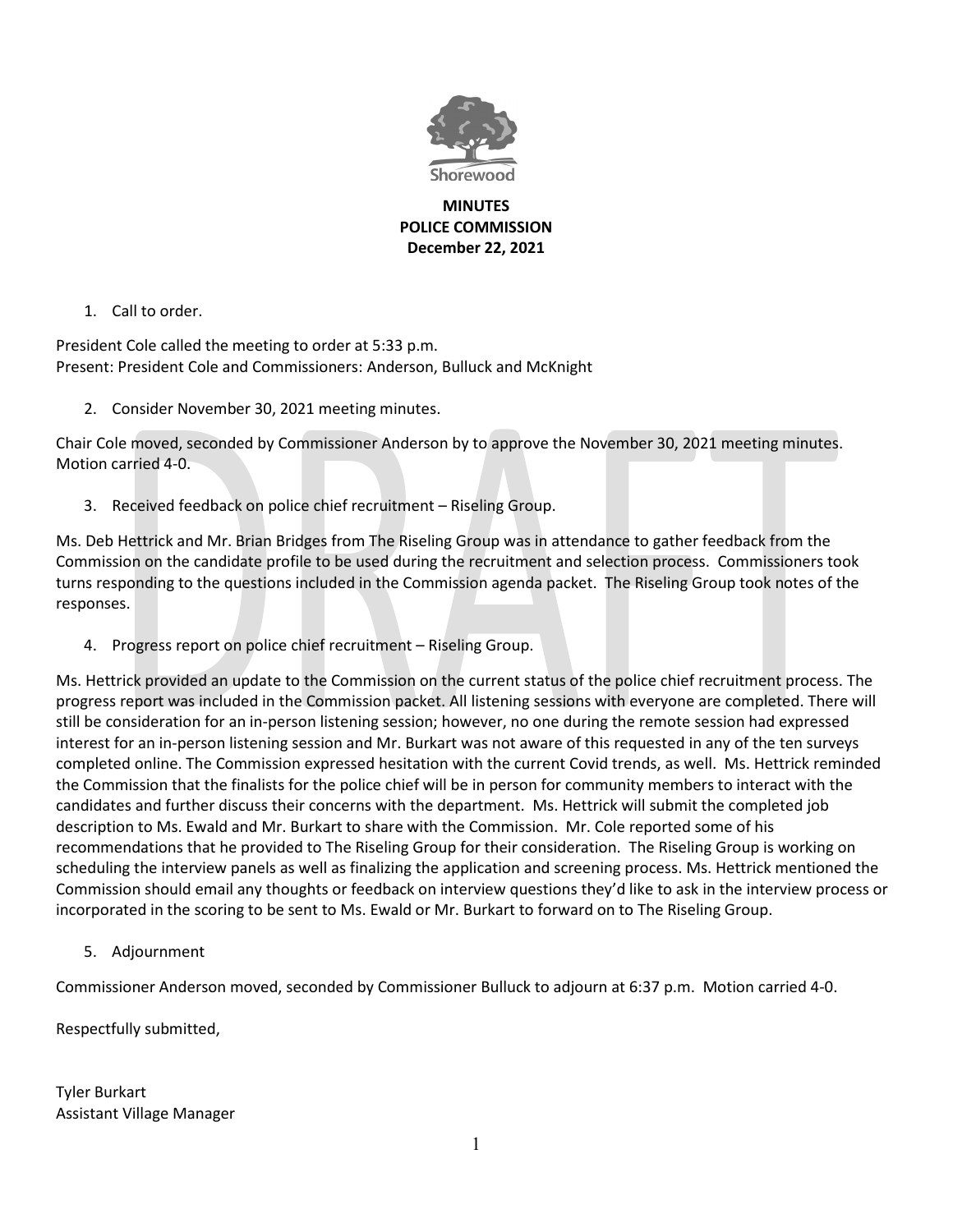Shorewood

**MINUTES**
**POLICE COMMISSION**
**December 22, 2021**

1. Call to order.

President Cole called the meeting to order at 5:33 p.m.
Present: President Cole and Commissioners: Anderson, Bulluck and McKnight

2. Consider November 30, 2021 meeting minutes.

Chair Cole moved, seconded by Commissioner Anderson by to approve the November 30, 2021 meeting minutes. Motion carried 4-0.

3. Received feedback on police chief recruitment – Riseling Group.

Ms. Deb Hettrick and Mr. Brian Bridges from The Riseling Group was in attendance to gather feedback from the Commission on the candidate profile to be used during the recruitment and selection process. Commissioners took turns responding to the questions included in the Commission agenda packet. The Riseling Group took notes of the responses.

4. Progress report on police chief recruitment – Riseling Group.

Ms. Hettrick provided an update to the Commission on the current status of the police chief recruitment process. The progress report was included in the Commission packet. All listening sessions with everyone are completed. There will still be consideration for an in-person listening session; however, no one during the remote session had expressed interest for an in-person listening session and Mr. Burkart was not aware of this requested in any of the ten surveys completed online. The Commission expressed hesitation with the current Covid trends, as well. Ms. Hettrick reminded the Commission that the finalists for the police chief will be in person for community members to interact with the candidates and further discuss their concerns with the department. Ms. Hettrick will submit the completed job description to Ms. Ewald and Mr. Burkart to share with the Commission. Mr. Cole reported some of his recommendations that he provided to The Riseling Group for their consideration. The Riseling Group is working on scheduling the interview panels as well as finalizing the application and screening process. Ms. Hettrick mentioned the Commission should email any thoughts or feedback on interview questions they'd like to ask in the interview process or incorporated in the scoring to be sent to Ms. Ewald or Mr. Burkart to forward on to The Riseling Group.

5. Adjournment

Commissioner Anderson moved, seconded by Commissioner Bulluck to adjourn at 6:37 p.m. Motion carried 4-0.

Respectfully submitted,

Tyler Burkart
Assistant Village Manager